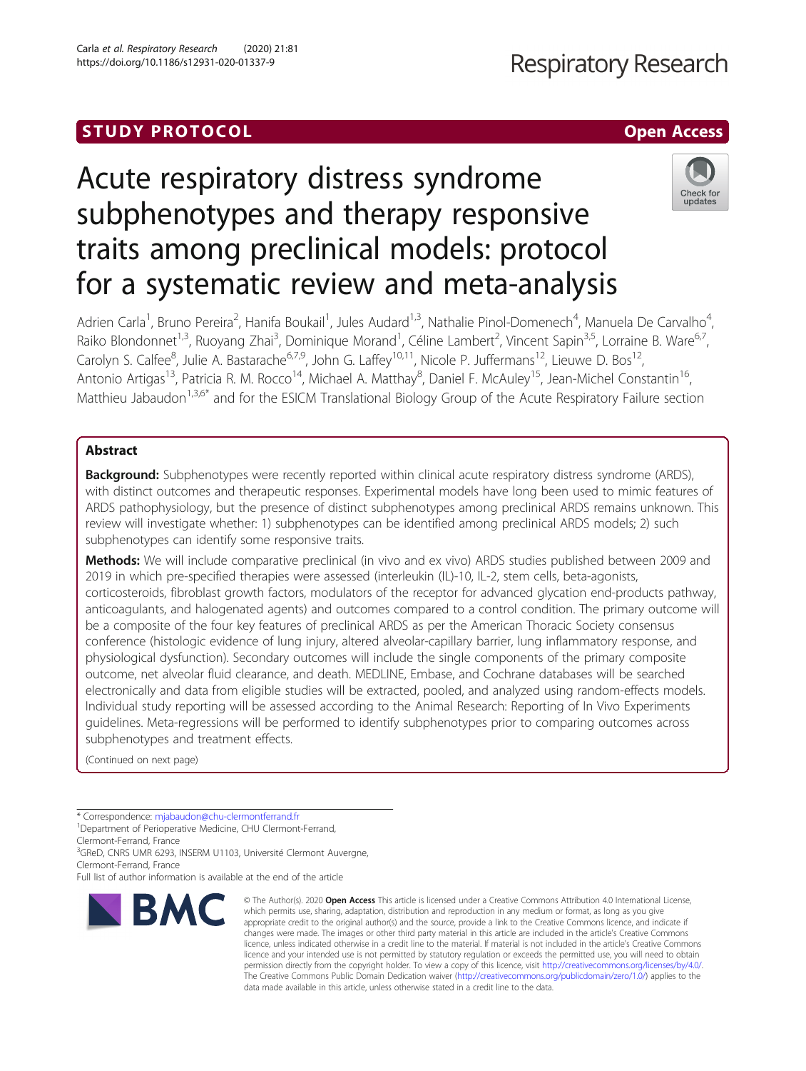STUDY PROTOCOL

Open Access

# Acute respiratory distress syndrome subphenotypes and therapy responsive traits among preclinical models: protocol for a systematic review and meta-analysis

Adrien Carla[1], Bruno Pereira[2], Hanifa Boukail[1], Jules Audard[1,3], Nathalie Pinol-Domenech[4], Manuela De Carvalho[4], Raiko Blondonnet[1,3], Ruoyang Zhai[3], Dominique Morand[1], Céline Lambert[2], Vincent Sapin[3,5], Lorraine B. Ware[6,7], Carolyn S. Calfee[8], Julie A. Bastarache[6,7,9], John G. Laffey[10,11], Nicole P. Juffermans[12], Lieuwe D. Bos[12], Antonio Artigas[13], Patricia R. M. Rocco[14], Michael A. Matthay[8], Daniel F. McAuley[15], Jean-Michel Constantin[16], Matthieu Jabaudon[1,3,6*] and for the ESICM Translational Biology Group of the Acute Respiratory Failure section

## Abstract

**Background:** Subphenotypes were recently reported within clinical acute respiratory distress syndrome (ARDS), with distinct outcomes and therapeutic responses. Experimental models have long been used to mimic features of ARDS pathophysiology, but the presence of distinct subphenotypes among preclinical ARDS remains unknown. This review will investigate whether: 1) subphenotypes can be identified among preclinical ARDS models; 2) such subphenotypes can identify some responsive traits.

**Methods:** We will include comparative preclinical (in vivo and ex vivo) ARDS studies published between 2009 and 2019 in which pre-specified therapies were assessed (interleukin (IL)-10, IL-2, stem cells, beta-agonists, corticosteroids, fibroblast growth factors, modulators of the receptor for advanced glycation end-products pathway, anticoagulants, and halogenated agents) and outcomes compared to a control condition. The primary outcome will be a composite of the four key features of preclinical ARDS as per the American Thoracic Society consensus conference (histologic evidence of lung injury, altered alveolar-capillary barrier, lung inflammatory response, and physiological dysfunction). Secondary outcomes will include the single components of the primary composite outcome, net alveolar fluid clearance, and death. MEDLINE, Embase, and Cochrane databases will be searched electronically and data from eligible studies will be extracted, pooled, and analyzed using random-effects models. Individual study reporting will be assessed according to the Animal Research: Reporting of In Vivo Experiments guidelines. Meta-regressions will be performed to identify subphenotypes prior to comparing outcomes across subphenotypes and treatment effects.

(Continued on next page)

\* Correspondence: mjabaudon@chu-clermontferrand.fr

[1]Department of Perioperative Medicine, CHU Clermont-Ferrand, Clermont-Ferrand, France

[3]GReD, CNRS UMR 6293, INSERM U1103, Université Clermont Auvergne, Clermont-Ferrand, France

Full list of author information is available at the end of the article

© The Author(s). 2020 **Open Access** This article is licensed under a Creative Commons Attribution 4.0 International License, which permits use, sharing, adaptation, distribution and reproduction in any medium or format, as long as you give appropriate credit to the original author(s) and the source, provide a link to the Creative Commons licence, and indicate if changes were made. The images or other third party material in this article are included in the article's Creative Commons licence, unless indicated otherwise in a credit line to the material. If material is not included in the article's Creative Commons licence and your intended use is not permitted by statutory regulation or exceeds the permitted use, you will need to obtain permission directly from the copyright holder. To view a copy of this licence, visit http://creativecommons.org/licenses/by/4.0/. The Creative Commons Public Domain Dedication waiver (http://creativecommons.org/publicdomain/zero/1.0/) applies to the data made available in this article, unless otherwise stated in a credit line to the data.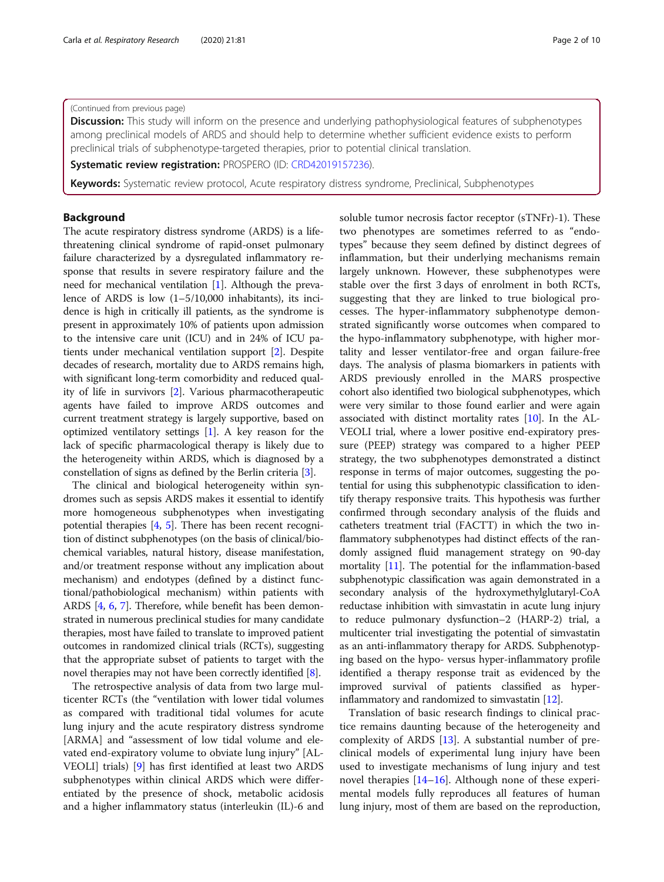(Continued from previous page)

**Discussion:** This study will inform on the presence and underlying pathophysiological features of subphenotypes among preclinical models of ARDS and should help to determine whether sufficient evidence exists to perform preclinical trials of subphenotype-targeted therapies, prior to potential clinical translation.

**Systematic review registration:** PROSPERO (ID: CRD42019157236).

**Keywords:** Systematic review protocol, Acute respiratory distress syndrome, Preclinical, Subphenotypes

## Background

The acute respiratory distress syndrome (ARDS) is a life-threatening clinical syndrome of rapid-onset pulmonary failure characterized by a dysregulated inflammatory response that results in severe respiratory failure and the need for mechanical ventilation [1]. Although the prevalence of ARDS is low (1–5/10,000 inhabitants), its incidence is high in critically ill patients, as the syndrome is present in approximately 10% of patients upon admission to the intensive care unit (ICU) and in 24% of ICU patients under mechanical ventilation support [2]. Despite decades of research, mortality due to ARDS remains high, with significant long-term comorbidity and reduced quality of life in survivors [2]. Various pharmacotherapeutic agents have failed to improve ARDS outcomes and current treatment strategy is largely supportive, based on optimized ventilatory settings [1]. A key reason for the lack of specific pharmacological therapy is likely due to the heterogeneity within ARDS, which is diagnosed by a constellation of signs as defined by the Berlin criteria [3].

The clinical and biological heterogeneity within syndromes such as sepsis ARDS makes it essential to identify more homogeneous subphenotypes when investigating potential therapies [4, 5]. There has been recent recognition of distinct subphenotypes (on the basis of clinical/biochemical variables, natural history, disease manifestation, and/or treatment response without any implication about mechanism) and endotypes (defined by a distinct functional/pathobiological mechanism) within patients with ARDS [4, 6, 7]. Therefore, while benefit has been demonstrated in numerous preclinical studies for many candidate therapies, most have failed to translate to improved patient outcomes in randomized clinical trials (RCTs), suggesting that the appropriate subset of patients to target with the novel therapies may not have been correctly identified [8].

The retrospective analysis of data from two large multicenter RCTs (the "ventilation with lower tidal volumes as compared with traditional tidal volumes for acute lung injury and the acute respiratory distress syndrome [ARMA] and "assessment of low tidal volume and elevated end-expiratory volume to obviate lung injury" [ALVEOLI] trials) [9] has first identified at least two ARDS subphenotypes within clinical ARDS which were differentiated by the presence of shock, metabolic acidosis and a higher inflammatory status (interleukin (IL)-6 and soluble tumor necrosis factor receptor (sTNFr)-1). These two phenotypes are sometimes referred to as "endotypes" because they seem defined by distinct degrees of inflammation, but their underlying mechanisms remain largely unknown. However, these subphenotypes were stable over the first 3 days of enrolment in both RCTs, suggesting that they are linked to true biological processes. The hyper-inflammatory subphenotype demonstrated significantly worse outcomes when compared to the hypo-inflammatory subphenotype, with higher mortality and lesser ventilator-free and organ failure-free days. The analysis of plasma biomarkers in patients with ARDS previously enrolled in the MARS prospective cohort also identified two biological subphenotypes, which were very similar to those found earlier and were again associated with distinct mortality rates [10]. In the ALVEOLI trial, where a lower positive end-expiratory pressure (PEEP) strategy was compared to a higher PEEP strategy, the two subphenotypes demonstrated a distinct response in terms of major outcomes, suggesting the potential for using this subphenotypic classification to identify therapy responsive traits. This hypothesis was further confirmed through secondary analysis of the fluids and catheters treatment trial (FACTT) in which the two inflammatory subphenotypes had distinct effects of the randomly assigned fluid management strategy on 90-day mortality [11]. The potential for the inflammation-based subphenotypic classification was again demonstrated in a secondary analysis of the hydroxymethylglutaryl-CoA reductase inhibition with simvastatin in acute lung injury to reduce pulmonary dysfunction–2 (HARP-2) trial, a multicenter trial investigating the potential of simvastatin as an anti-inflammatory therapy for ARDS. Subphenotyping based on the hypo- versus hyper-inflammatory profile identified a therapy response trait as evidenced by the improved survival of patients classified as hyper-inflammatory and randomized to simvastatin [12].

Translation of basic research findings to clinical practice remains daunting because of the heterogeneity and complexity of ARDS [13]. A substantial number of preclinical models of experimental lung injury have been used to investigate mechanisms of lung injury and test novel therapies [14–16]. Although none of these experimental models fully reproduces all features of human lung injury, most of them are based on the reproduction,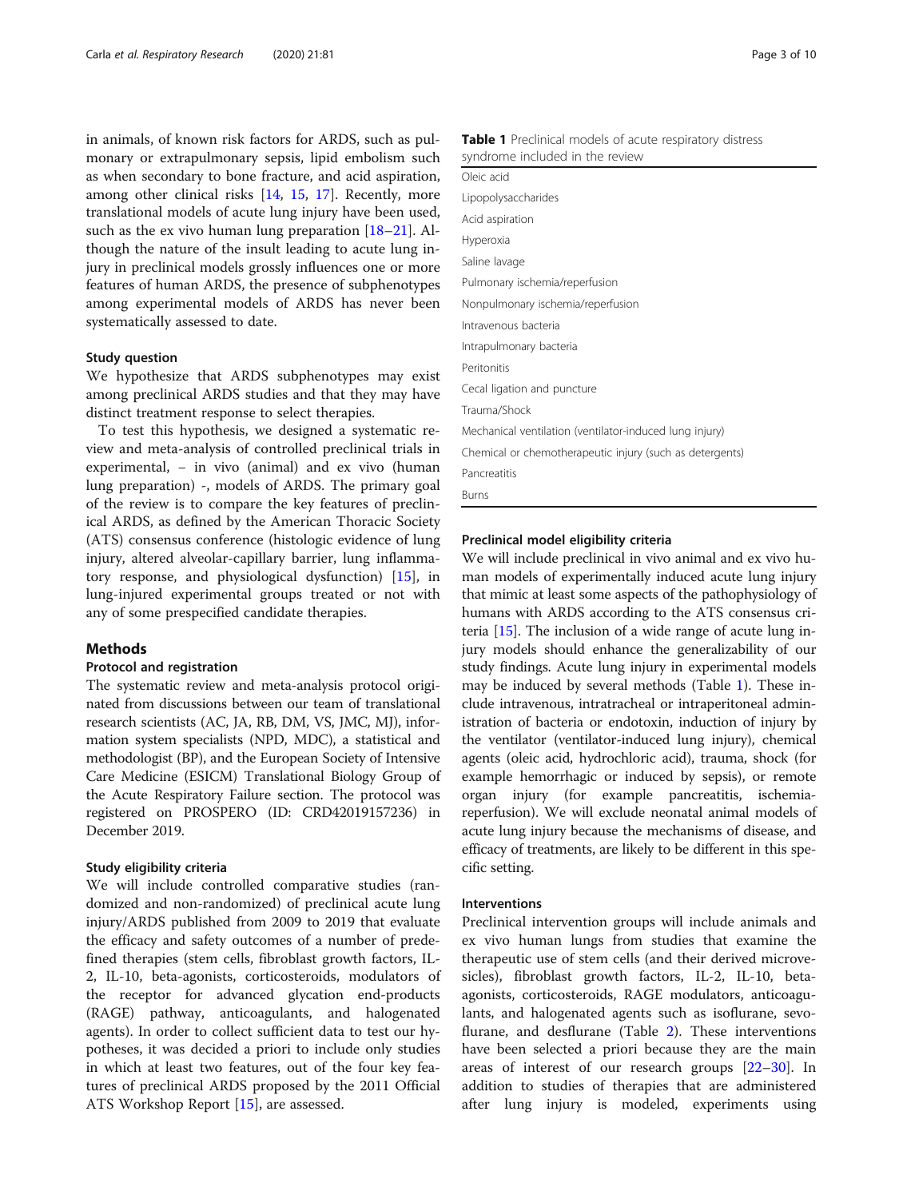in animals, of known risk factors for ARDS, such as pulmonary or extrapulmonary sepsis, lipid embolism such as when secondary to bone fracture, and acid aspiration, among other clinical risks [14, 15, 17]. Recently, more translational models of acute lung injury have been used, such as the ex vivo human lung preparation [18–21]. Although the nature of the insult leading to acute lung injury in preclinical models grossly influences one or more features of human ARDS, the presence of subphenotypes among experimental models of ARDS has never been systematically assessed to date.

### Study question

We hypothesize that ARDS subphenotypes may exist among preclinical ARDS studies and that they may have distinct treatment response to select therapies.

To test this hypothesis, we designed a systematic review and meta-analysis of controlled preclinical trials in experimental, – in vivo (animal) and ex vivo (human lung preparation) -, models of ARDS. The primary goal of the review is to compare the key features of preclinical ARDS, as defined by the American Thoracic Society (ATS) consensus conference (histologic evidence of lung injury, altered alveolar-capillary barrier, lung inflammatory response, and physiological dysfunction) [15], in lung-injured experimental groups treated or not with any of some prespecified candidate therapies.

## Methods

### Protocol and registration

The systematic review and meta-analysis protocol originated from discussions between our team of translational research scientists (AC, JA, RB, DM, VS, JMC, MJ), information system specialists (NPD, MDC), a statistical and methodologist (BP), and the European Society of Intensive Care Medicine (ESICM) Translational Biology Group of the Acute Respiratory Failure section. The protocol was registered on PROSPERO (ID: CRD42019157236) in December 2019.

### Study eligibility criteria

We will include controlled comparative studies (randomized and non-randomized) of preclinical acute lung injury/ARDS published from 2009 to 2019 that evaluate the efficacy and safety outcomes of a number of predefined therapies (stem cells, fibroblast growth factors, IL-2, IL-10, beta-agonists, corticosteroids, modulators of the receptor for advanced glycation end-products (RAGE) pathway, anticoagulants, and halogenated agents). In order to collect sufficient data to test our hypotheses, it was decided a priori to include only studies in which at least two features, out of the four key features of preclinical ARDS proposed by the 2011 Official ATS Workshop Report [15], are assessed.

**Table 1** Preclinical models of acute respiratory distress syndrome included in the review

| |
|---|
| Oleic acid |
| Lipopolysaccharides |
| Acid aspiration |
| Hyperoxia |
| Saline lavage |
| Pulmonary ischemia/reperfusion |
| Nonpulmonary ischemia/reperfusion |
| Intravenous bacteria |
| Intrapulmonary bacteria |
| Peritonitis |
| Cecal ligation and puncture |
| Trauma/Shock |
| Mechanical ventilation (ventilator-induced lung injury) |
| Chemical or chemotherapeutic injury (such as detergents) |
| Pancreatitis |
| Burns |

### Preclinical model eligibility criteria

We will include preclinical in vivo animal and ex vivo human models of experimentally induced acute lung injury that mimic at least some aspects of the pathophysiology of humans with ARDS according to the ATS consensus criteria [15]. The inclusion of a wide range of acute lung injury models should enhance the generalizability of our study findings. Acute lung injury in experimental models may be induced by several methods (Table 1). These include intravenous, intratracheal or intraperitoneal administration of bacteria or endotoxin, induction of injury by the ventilator (ventilator-induced lung injury), chemical agents (oleic acid, hydrochloric acid), trauma, shock (for example hemorrhagic or induced by sepsis), or remote organ injury (for example pancreatitis, ischemia-reperfusion). We will exclude neonatal animal models of acute lung injury because the mechanisms of disease, and efficacy of treatments, are likely to be different in this specific setting.

### Interventions

Preclinical intervention groups will include animals and ex vivo human lungs from studies that examine the therapeutic use of stem cells (and their derived microvesicles), fibroblast growth factors, IL-2, IL-10, beta-agonists, corticosteroids, RAGE modulators, anticoagulants, and halogenated agents such as isoflurane, sevoflurane, and desflurane (Table 2). These interventions have been selected a priori because they are the main areas of interest of our research groups [22–30]. In addition to studies of therapies that are administered after lung injury is modeled, experiments using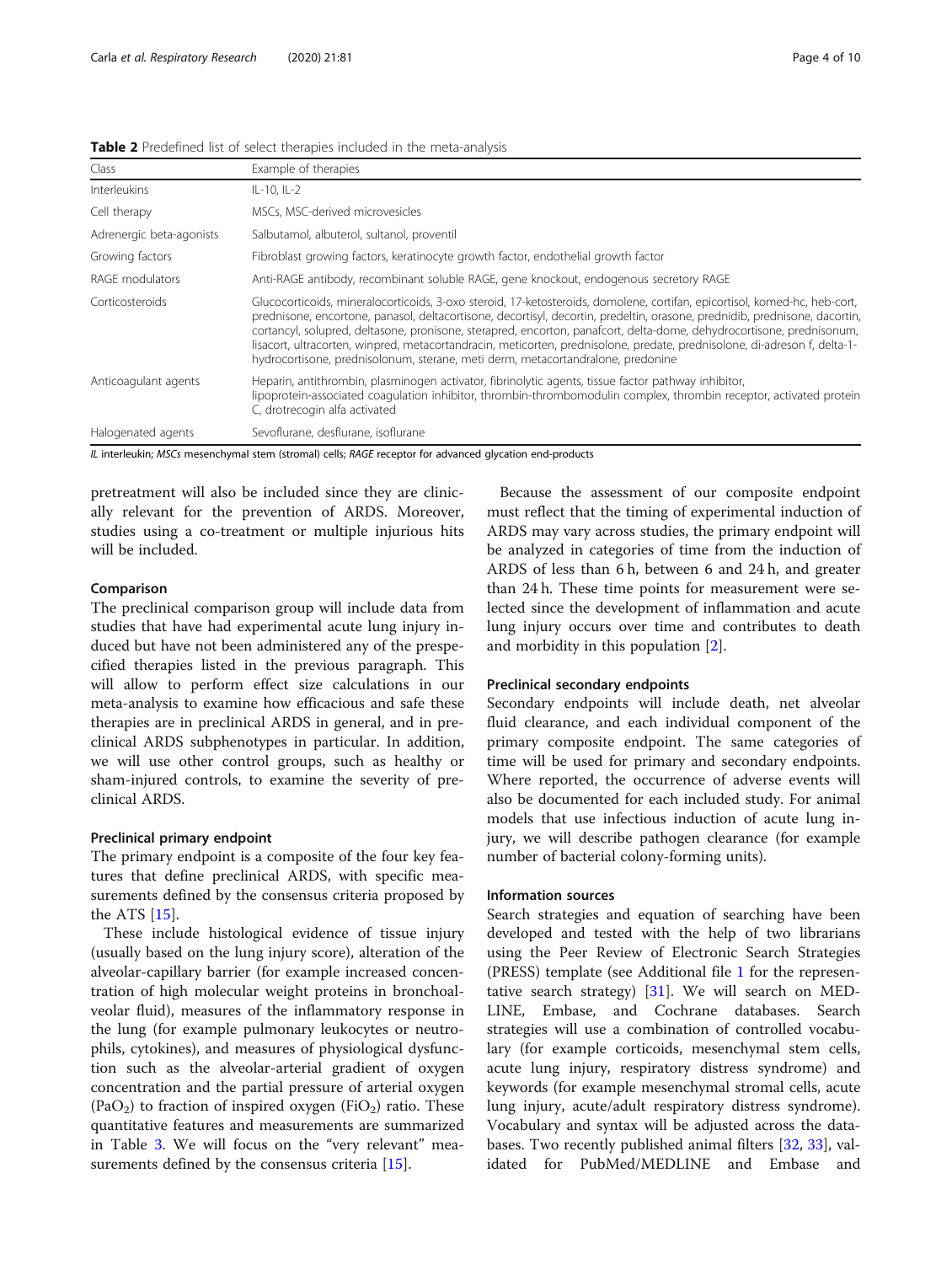**Table 2** Predefined list of select therapies included in the meta-analysis

| Class | Example of therapies |
|---|---|
| Interleukins | IL-10, IL-2 |
| Cell therapy | MSCs, MSC-derived microvesicles |
| Adrenergic beta-agonists | Salbutamol, albuterol, sultanol, proventil |
| Growing factors | Fibroblast growing factors, keratinocyte growth factor, endothelial growth factor |
| RAGE modulators | Anti-RAGE antibody, recombinant soluble RAGE, gene knockout, endogenous secretory RAGE |
| Corticosteroids | Glucocorticoids, mineralocorticoids, 3-oxo steroid, 17-ketosteroids, domolene, cortifan, epicortisol, komed-hc, heb-cort, prednisone, encortone, panasol, deltacortisone, decortisyl, decortin, predeltin, orasone, prednidib, prednisone, dacortin, cortancyl, solupred, deltasone, pronisone, sterapred, encorton, panafcort, delta-dome, dehydrocortisone, prednisonum, lisacort, ultracorten, winpred, metacortandracin, meticorten, prednisolone, predate, prednisolone, di-adreson f, delta-1-hydrocortisone, prednisolonum, sterane, meti derm, metacortandralone, predonine |
| Anticoagulant agents | Heparin, antithrombin, plasminogen activator, fibrinolytic agents, tissue factor pathway inhibitor, lipoprotein-associated coagulation inhibitor, thrombin-thrombomodulin complex, thrombin receptor, activated protein C, drotrecogin alfa activated |
| Halogenated agents | Sevoflurane, desflurane, isoflurane |

*IL* interleukin; *MSCs* mesenchymal stem (stromal) cells; *RAGE* receptor for advanced glycation end-products

pretreatment will also be included since they are clinically relevant for the prevention of ARDS. Moreover, studies using a co-treatment or multiple injurious hits will be included.

#### Comparison

The preclinical comparison group will include data from studies that have had experimental acute lung injury induced but have not been administered any of the prespecified therapies listed in the previous paragraph. This will allow to perform effect size calculations in our meta-analysis to examine how efficacious and safe these therapies are in preclinical ARDS in general, and in preclinical ARDS subphenotypes in particular. In addition, we will use other control groups, such as healthy or sham-injured controls, to examine the severity of preclinical ARDS.

#### Preclinical primary endpoint

The primary endpoint is a composite of the four key features that define preclinical ARDS, with specific measurements defined by the consensus criteria proposed by the ATS [15].

These include histological evidence of tissue injury (usually based on the lung injury score), alteration of the alveolar-capillary barrier (for example increased concentration of high molecular weight proteins in bronchoalveolar fluid), measures of the inflammatory response in the lung (for example pulmonary leukocytes or neutrophils, cytokines), and measures of physiological dysfunction such as the alveolar-arterial gradient of oxygen concentration and the partial pressure of arterial oxygen ($PaO_2$) to fraction of inspired oxygen ($FiO_2$) ratio. These quantitative features and measurements are summarized in Table 3. We will focus on the "very relevant" measurements defined by the consensus criteria [15].

Because the assessment of our composite endpoint must reflect that the timing of experimental induction of ARDS may vary across studies, the primary endpoint will be analyzed in categories of time from the induction of ARDS of less than 6 h, between 6 and 24 h, and greater than 24 h. These time points for measurement were selected since the development of inflammation and acute lung injury occurs over time and contributes to death and morbidity in this population [2].

#### Preclinical secondary endpoints

Secondary endpoints will include death, net alveolar fluid clearance, and each individual component of the primary composite endpoint. The same categories of time will be used for primary and secondary endpoints. Where reported, the occurrence of adverse events will also be documented for each included study. For animal models that use infectious induction of acute lung injury, we will describe pathogen clearance (for example number of bacterial colony-forming units).

#### Information sources

Search strategies and equation of searching have been developed and tested with the help of two librarians using the Peer Review of Electronic Search Strategies (PRESS) template (see Additional file 1 for the representative search strategy) [31]. We will search on MEDLINE, Embase, and Cochrane databases. Search strategies will use a combination of controlled vocabulary (for example corticoids, mesenchymal stem cells, acute lung injury, respiratory distress syndrome) and keywords (for example mesenchymal stromal cells, acute lung injury, acute/adult respiratory distress syndrome). Vocabulary and syntax will be adjusted across the databases. Two recently published animal filters [32, 33], validated for PubMed/MEDLINE and Embase and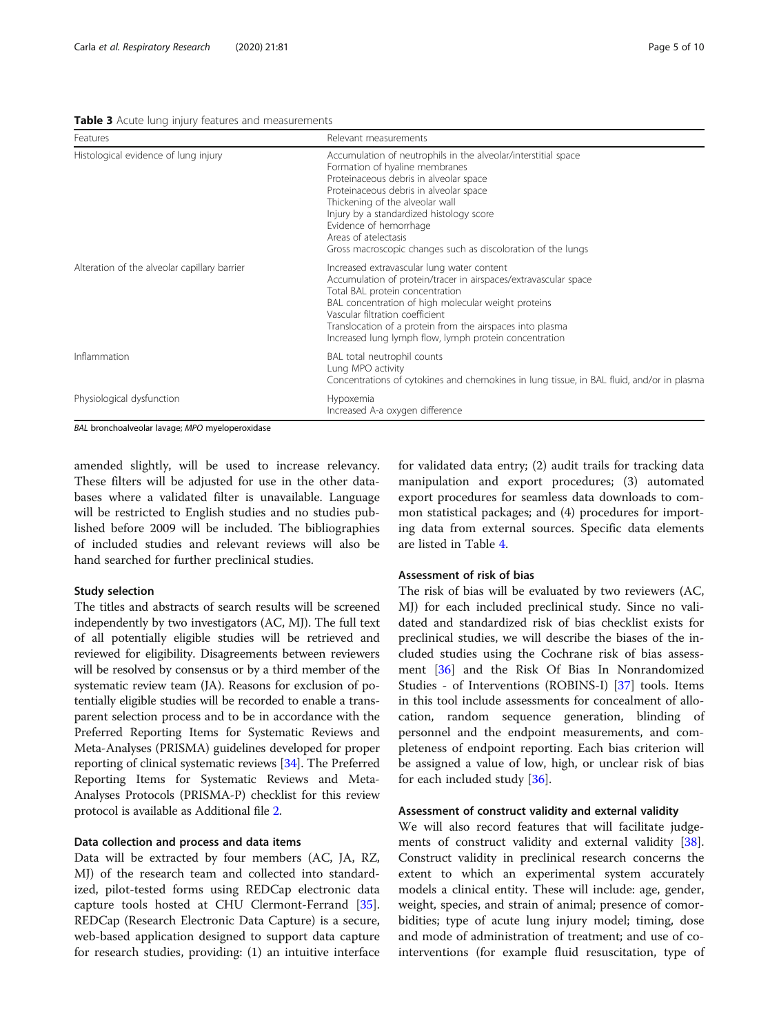**Table 3** Acute lung injury features and measurements

| Features | Relevant measurements |
| --- | --- |
| Histological evidence of lung injury | Accumulation of neutrophils in the alveolar/interstitial space<br>Formation of hyaline membranes<br>Proteinaceous debris in alveolar space<br>Proteinaceous debris in alveolar space<br>Thickening of the alveolar wall<br>Injury by a standardized histology score<br>Evidence of hemorrhage<br>Areas of atelectasis<br>Gross macroscopic changes such as discoloration of the lungs |
| Alteration of the alveolar capillary barrier | Increased extravascular lung water content<br>Accumulation of protein/tracer in airspaces/extravascular space<br>Total BAL protein concentration<br>BAL concentration of high molecular weight proteins<br>Vascular filtration coefficient<br>Translocation of a protein from the airspaces into plasma<br>Increased lung lymph flow, lymph protein concentration |
| Inflammation | BAL total neutrophil counts<br>Lung MPO activity<br>Concentrations of cytokines and chemokines in lung tissue, in BAL fluid, and/or in plasma |
| Physiological dysfunction | Hypoxemia<br>Increased A-a oxygen difference |

*BAL* bronchoalveolar lavage; *MPO* myeloperoxidase

amended slightly, will be used to increase relevancy. These filters will be adjusted for use in the other databases where a validated filter is unavailable. Language will be restricted to English studies and no studies published before 2009 will be included. The bibliographies of included studies and relevant reviews will also be hand searched for further preclinical studies.

### Study selection

The titles and abstracts of search results will be screened independently by two investigators (AC, MJ). The full text of all potentially eligible studies will be retrieved and reviewed for eligibility. Disagreements between reviewers will be resolved by consensus or by a third member of the systematic review team (JA). Reasons for exclusion of potentially eligible studies will be recorded to enable a transparent selection process and to be in accordance with the Preferred Reporting Items for Systematic Reviews and Meta-Analyses (PRISMA) guidelines developed for proper reporting of clinical systematic reviews [34]. The Preferred Reporting Items for Systematic Reviews and Meta-Analyses Protocols (PRISMA-P) checklist for this review protocol is available as Additional file 2.

### Data collection and process and data items

Data will be extracted by four members (AC, JA, RZ, MJ) of the research team and collected into standardized, pilot-tested forms using REDCap electronic data capture tools hosted at CHU Clermont-Ferrand [35]. REDCap (Research Electronic Data Capture) is a secure, web-based application designed to support data capture for research studies, providing: (1) an intuitive interface for validated data entry; (2) audit trails for tracking data manipulation and export procedures; (3) automated export procedures for seamless data downloads to common statistical packages; and (4) procedures for importing data from external sources. Specific data elements are listed in Table 4.

### Assessment of risk of bias

The risk of bias will be evaluated by two reviewers (AC, MJ) for each included preclinical study. Since no validated and standardized risk of bias checklist exists for preclinical studies, we will describe the biases of the included studies using the Cochrane risk of bias assessment [36] and the Risk Of Bias In Nonrandomized Studies - of Interventions (ROBINS-I) [37] tools. Items in this tool include assessments for concealment of allocation, random sequence generation, blinding of personnel and the endpoint measurements, and completeness of endpoint reporting. Each bias criterion will be assigned a value of low, high, or unclear risk of bias for each included study [36].

### Assessment of construct validity and external validity

We will also record features that will facilitate judgements of construct validity and external validity [38]. Construct validity in preclinical research concerns the extent to which an experimental system accurately models a clinical entity. These will include: age, gender, weight, species, and strain of animal; presence of comorbidities; type of acute lung injury model; timing, dose and mode of administration of treatment; and use of co-interventions (for example fluid resuscitation, type of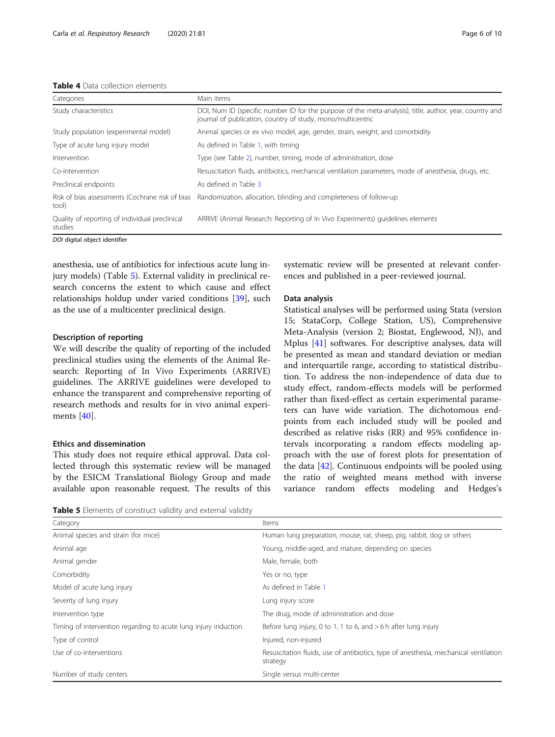**Table 4** Data collection elements

| Categories | Main items |
|---|---|
| Study characteristics | DOI, Num ID (specific number ID for the purpose of the meta-analysis), title, author, year, country and journal of publication, country of study, mono/multicentric |
| Study population (experimental model) | Animal species or ex vivo model, age, gender, strain, weight, and comorbidity |
| Type of acute lung injury model | As defined in Table 1, with timing |
| Intervention | Type (see Table 2), number, timing, mode of administration, dose |
| Co-intervention | Resuscitation fluids, antibiotics, mechanical ventilation parameters, mode of anesthesia, drugs, etc. |
| Preclinical endpoints | As defined in Table 3 |
| Risk of bias assessments (Cochrane risk of bias tool) | Randomization, allocation, blinding and completeness of follow-up |
| Quality of reporting of individual preclinical studies | ARRIVE (Animal Research: Reporting of In Vivo Experiments) guidelines elements |

*DOI* digital object identifier

anesthesia, use of antibiotics for infectious acute lung injury models) (Table 5). External validity in preclinical research concerns the extent to which cause and effect relationships holdup under varied conditions [39], such as the use of a multicenter preclinical design.

### Description of reporting

We will describe the quality of reporting of the included preclinical studies using the elements of the Animal Research: Reporting of In Vivo Experiments (ARRIVE) guidelines. The ARRIVE guidelines were developed to enhance the transparent and comprehensive reporting of research methods and results for in vivo animal experiments [40].

### Ethics and dissemination

This study does not require ethical approval. Data collected through this systematic review will be managed by the ESICM Translational Biology Group and made available upon reasonable request. The results of this systematic review will be presented at relevant conferences and published in a peer-reviewed journal.

### Data analysis

Statistical analyses will be performed using Stata (version 15; StataCorp, College Station, US), Comprehensive Meta-Analysis (version 2; Biostat, Englewood, NJ), and Mplus [41] softwares. For descriptive analyses, data will be presented as mean and standard deviation or median and interquartile range, according to statistical distribution. To address the non-independence of data due to study effect, random-effects models will be performed rather than fixed-effect as certain experimental parameters can have wide variation. The dichotomous endpoints from each included study will be pooled and described as relative risks (RR) and 95% confidence intervals incorporating a random effects modeling approach with the use of forest plots for presentation of the data [42]. Continuous endpoints will be pooled using the ratio of weighted means method with inverse variance random effects modeling and Hedges's

**Table 5** Elements of construct validity and external validity

| Category | Items |
|---|---|
| Animal species and strain (for mice) | Human lung preparation, mouse, rat, sheep, pig, rabbit, dog or others |
| Animal age | Young, middle-aged, and mature, depending on species |
| Animal gender | Male, female, both |
| Comorbidity | Yes or no, type |
| Model of acute lung injury | As defined in Table 1 |
| Severity of lung injury | Lung injury score |
| Intervention type | The drug, mode of administration and dose |
| Timing of intervention regarding to acute lung injury induction | Before lung injury, 0 to 1, 1 to 6, and > 6 h after lung injury |
| Type of control | Injured, non-injured |
| Use of co-interventions | Resuscitation fluids, use of antibiotics, type of anesthesia, mechanical ventilation strategy |
| Number of study centers | Single versus multi-center |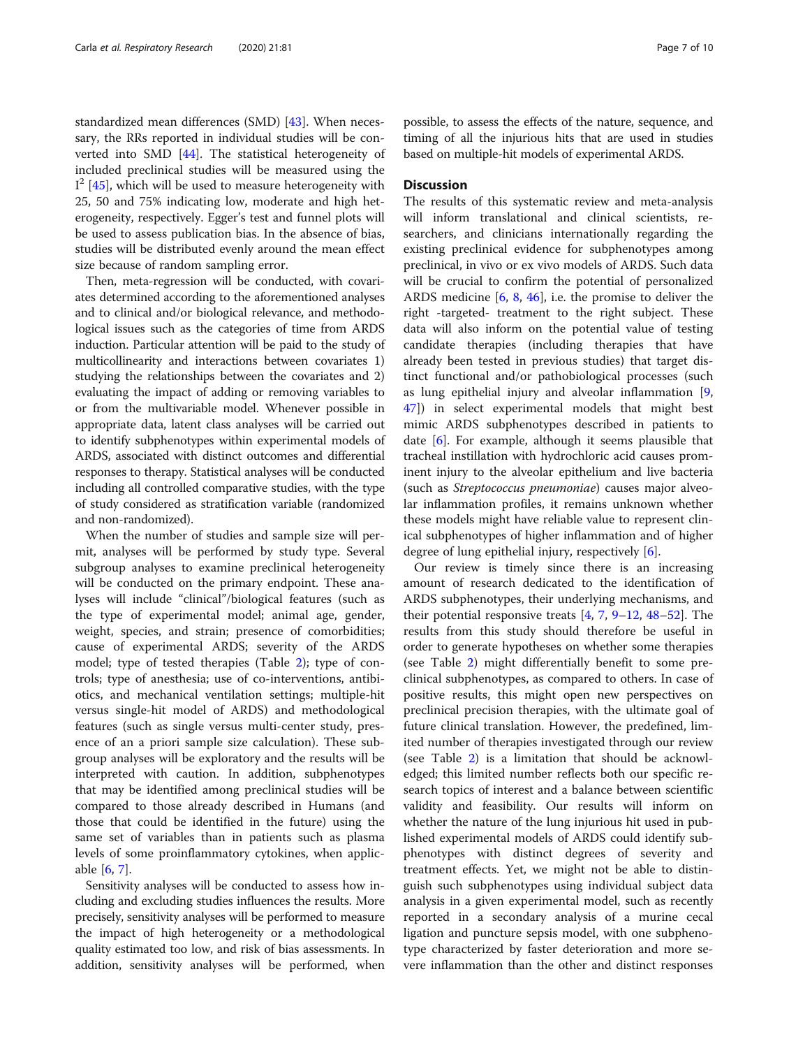standardized mean differences (SMD) [43]. When necessary, the RRs reported in individual studies will be converted into SMD [44]. The statistical heterogeneity of included preclinical studies will be measured using the $I^2$ [45], which will be used to measure heterogeneity with 25, 50 and 75% indicating low, moderate and high heterogeneity, respectively. Egger's test and funnel plots will be used to assess publication bias. In the absence of bias, studies will be distributed evenly around the mean effect size because of random sampling error.

Then, meta-regression will be conducted, with covariates determined according to the aforementioned analyses and to clinical and/or biological relevance, and methodological issues such as the categories of time from ARDS induction. Particular attention will be paid to the study of multicollinearity and interactions between covariates 1) studying the relationships between the covariates and 2) evaluating the impact of adding or removing variables to or from the multivariable model. Whenever possible in appropriate data, latent class analyses will be carried out to identify subphenotypes within experimental models of ARDS, associated with distinct outcomes and differential responses to therapy. Statistical analyses will be conducted including all controlled comparative studies, with the type of study considered as stratification variable (randomized and non-randomized).

When the number of studies and sample size will permit, analyses will be performed by study type. Several subgroup analyses to examine preclinical heterogeneity will be conducted on the primary endpoint. These analyses will include "clinical"/biological features (such as the type of experimental model; animal age, gender, weight, species, and strain; presence of comorbidities; cause of experimental ARDS; severity of the ARDS model; type of tested therapies (Table 2); type of controls; type of anesthesia; use of co-interventions, antibiotics, and mechanical ventilation settings; multiple-hit versus single-hit model of ARDS) and methodological features (such as single versus multi-center study, presence of an a priori sample size calculation). These subgroup analyses will be exploratory and the results will be interpreted with caution. In addition, subphenotypes that may be identified among preclinical studies will be compared to those already described in Humans (and those that could be identified in the future) using the same set of variables than in patients such as plasma levels of some proinflammatory cytokines, when applicable [6, 7].

Sensitivity analyses will be conducted to assess how including and excluding studies influences the results. More precisely, sensitivity analyses will be performed to measure the impact of high heterogeneity or a methodological quality estimated too low, and risk of bias assessments. In addition, sensitivity analyses will be performed, when possible, to assess the effects of the nature, sequence, and timing of all the injurious hits that are used in studies based on multiple-hit models of experimental ARDS.

## Discussion

The results of this systematic review and meta-analysis will inform translational and clinical scientists, researchers, and clinicians internationally regarding the existing preclinical evidence for subphenotypes among preclinical, in vivo or ex vivo models of ARDS. Such data will be crucial to confirm the potential of personalized ARDS medicine [6, 8, 46], i.e. the promise to deliver the right -targeted- treatment to the right subject. These data will also inform on the potential value of testing candidate therapies (including therapies that have already been tested in previous studies) that target distinct functional and/or pathobiological processes (such as lung epithelial injury and alveolar inflammation [9, 47]) in select experimental models that might best mimic ARDS subphenotypes described in patients to date [6]. For example, although it seems plausible that tracheal instillation with hydrochloric acid causes prominent injury to the alveolar epithelium and live bacteria (such as *Streptococcus pneumoniae*) causes major alveolar inflammation profiles, it remains unknown whether these models might have reliable value to represent clinical subphenotypes of higher inflammation and of higher degree of lung epithelial injury, respectively [6].

Our review is timely since there is an increasing amount of research dedicated to the identification of ARDS subphenotypes, their underlying mechanisms, and their potential responsive treats [4, 7, 9–12, 48–52]. The results from this study should therefore be useful in order to generate hypotheses on whether some therapies (see Table 2) might differentially benefit to some preclinical subphenotypes, as compared to others. In case of positive results, this might open new perspectives on preclinical precision therapies, with the ultimate goal of future clinical translation. However, the predefined, limited number of therapies investigated through our review (see Table 2) is a limitation that should be acknowledged; this limited number reflects both our specific research topics of interest and a balance between scientific validity and feasibility. Our results will inform on whether the nature of the lung injurious hit used in published experimental models of ARDS could identify subphenotypes with distinct degrees of severity and treatment effects. Yet, we might not be able to distinguish such subphenotypes using individual subject data analysis in a given experimental model, such as recently reported in a secondary analysis of a murine cecal ligation and puncture sepsis model, with one subphenotype characterized by faster deterioration and more severe inflammation than the other and distinct responses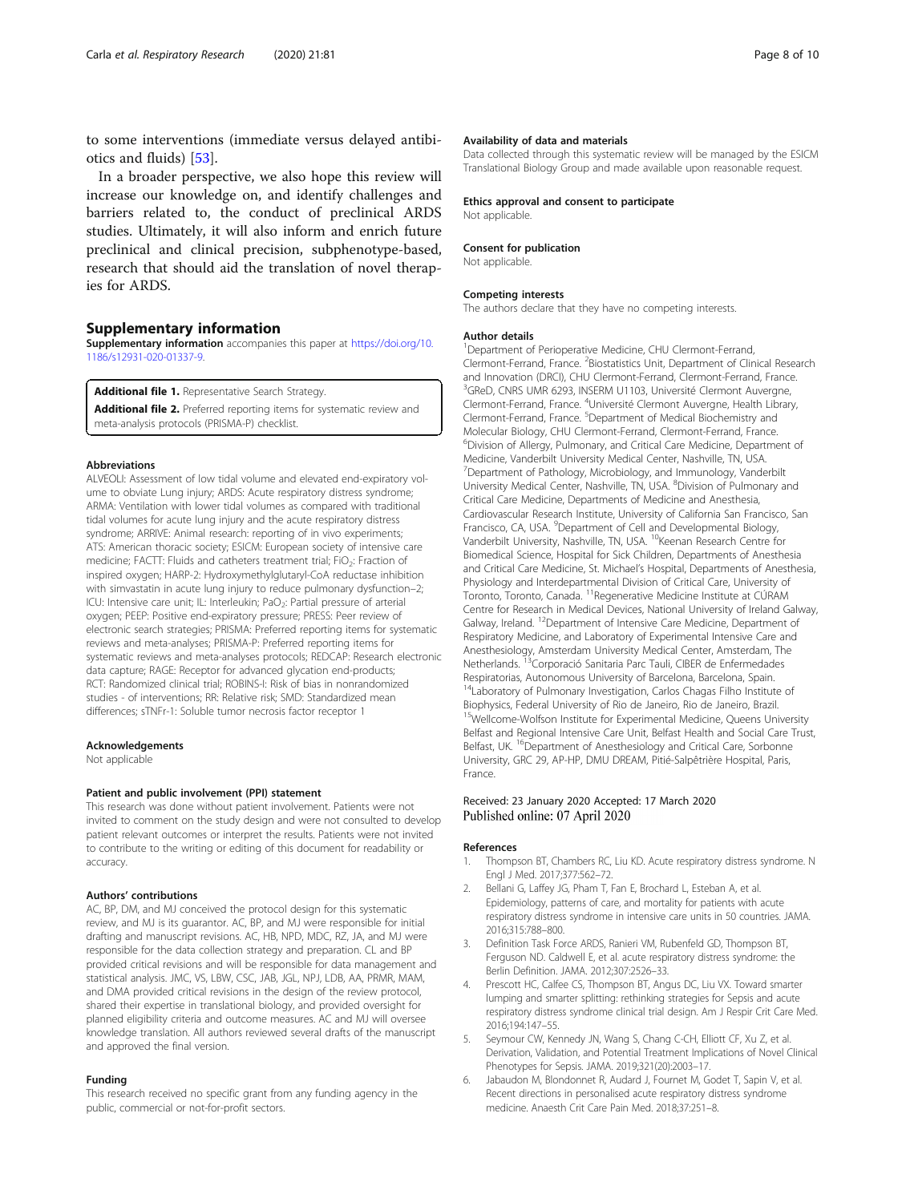to some interventions (immediate versus delayed antibiotics and fluids) [53].

In a broader perspective, we also hope this review will increase our knowledge on, and identify challenges and barriers related to, the conduct of preclinical ARDS studies. Ultimately, it will also inform and enrich future preclinical and clinical precision, subphenotype-based, research that should aid the translation of novel therapies for ARDS.

## Supplementary information

**Supplementary information** accompanies this paper at https://doi.org/10.1186/s12931-020-01337-9.

**Additional file 1.** Representative Search Strategy.

**Additional file 2.** Preferred reporting items for systematic review and meta-analysis protocols (PRISMA-P) checklist.

#### Abbreviations

ALVEOLI: Assessment of low tidal volume and elevated end-expiratory volume to obviate Lung injury; ARDS: Acute respiratory distress syndrome; ARMA: Ventilation with lower tidal volumes as compared with traditional tidal volumes for acute lung injury and the acute respiratory distress syndrome; ARRIVE: Animal research: reporting of in vivo experiments; ATS: American thoracic society; ESICM: European society of intensive care medicine; FACTT: Fluids and catheters treatment trial; $FiO_2$: Fraction of inspired oxygen; HARP-2: Hydroxymethylglutaryl-CoA reductase inhibition with simvastatin in acute lung injury to reduce pulmonary dysfunction–2; ICU: Intensive care unit; IL: Interleukin; $PaO_2$: Partial pressure of arterial oxygen; PEEP: Positive end-expiratory pressure; PRESS: Peer review of electronic search strategies; PRISMA: Preferred reporting items for systematic reviews and meta-analyses; PRISMA-P: Preferred reporting items for systematic reviews and meta-analyses protocols; REDCAP: Research electronic data capture; RAGE: Receptor for advanced glycation end-products; RCT: Randomized clinical trial; ROBINS-I: Risk of bias in nonrandomized studies - of interventions; RR: Relative risk; SMD: Standardized mean differences; sTNFr-1: Soluble tumor necrosis factor receptor 1

#### Acknowledgements

Not applicable

#### Patient and public involvement (PPI) statement

This research was done without patient involvement. Patients were not invited to comment on the study design and were not consulted to develop patient relevant outcomes or interpret the results. Patients were not invited to contribute to the writing or editing of this document for readability or accuracy.

#### Authors' contributions

AC, BP, DM, and MJ conceived the protocol design for this systematic review, and MJ is its guarantor. AC, BP, and MJ were responsible for initial drafting and manuscript revisions. AC, HB, NPD, MDC, RZ, JA, and MJ were responsible for the data collection strategy and preparation. CL and BP provided critical revisions and will be responsible for data management and statistical analysis. JMC, VS, LBW, CSC, JAB, JGL, NPJ, LDB, AA, PRMR, MAM, and DMA provided critical revisions in the design of the review protocol, shared their expertise in translational biology, and provided oversight for planned eligibility criteria and outcome measures. AC and MJ will oversee knowledge translation. All authors reviewed several drafts of the manuscript and approved the final version.

#### Funding

This research received no specific grant from any funding agency in the public, commercial or not-for-profit sectors.

#### Availability of data and materials

Data collected through this systematic review will be managed by the ESICM Translational Biology Group and made available upon reasonable request.

#### Ethics approval and consent to participate

Not applicable.

#### Consent for publication

Not applicable.

#### Competing interests

The authors declare that they have no competing interests.

#### Author details

[1]Department of Perioperative Medicine, CHU Clermont-Ferrand, Clermont-Ferrand, France. [2]Biostatistics Unit, Department of Clinical Research and Innovation (DRCI), CHU Clermont-Ferrand, Clermont-Ferrand, France. [3]GReD, CNRS UMR 6293, INSERM U1103, Université Clermont Auvergne, Clermont-Ferrand, France. [4]Université Clermont Auvergne, Health Library, Clermont-Ferrand, France. [5]Department of Medical Biochemistry and Molecular Biology, CHU Clermont-Ferrand, Clermont-Ferrand, France. [6]Division of Allergy, Pulmonary, and Critical Care Medicine, Department of Medicine, Vanderbilt University Medical Center, Nashville, TN, USA. [7]Department of Pathology, Microbiology, and Immunology, Vanderbilt University Medical Center, Nashville, TN, USA. [8]Division of Pulmonary and Critical Care Medicine, Departments of Medicine and Anesthesia, Cardiovascular Research Institute, University of California San Francisco, San Francisco, CA, USA. [9]Department of Cell and Developmental Biology, Vanderbilt University, Nashville, TN, USA. [10]Keenan Research Centre for Biomedical Science, Hospital for Sick Children, Departments of Anesthesia and Critical Care Medicine, St. Michael's Hospital, Departments of Anesthesia, Physiology and Interdepartmental Division of Critical Care, University of Toronto, Toronto, Canada. [11]Regenerative Medicine Institute at CÚRAM Centre for Research in Medical Devices, National University of Ireland Galway, Galway, Ireland. [12]Department of Intensive Care Medicine, Department of Respiratory Medicine, and Laboratory of Experimental Intensive Care and Anesthesiology, Amsterdam University Medical Center, Amsterdam, The Netherlands. [13]Corporació Sanitaria Parc Tauli, CIBER de Enfermedades Respiratorias, Autonomous University of Barcelona, Barcelona, Spain. [14]Laboratory of Pulmonary Investigation, Carlos Chagas Filho Institute of Biophysics, Federal University of Rio de Janeiro, Rio de Janeiro, Brazil. [15]Wellcome-Wolfson Institute for Experimental Medicine, Queens University Belfast and Regional Intensive Care Unit, Belfast Health and Social Care Trust, Belfast, UK. [16]Department of Anesthesiology and Critical Care, Sorbonne University, GRC 29, AP-HP, DMU DREAM, Pitié-Salpêtrière Hospital, Paris, France.

Received: 23 January 2020 Accepted: 17 March 2020
Published online: 07 April 2020

#### References

1. Thompson BT, Chambers RC, Liu KD. Acute respiratory distress syndrome. N Engl J Med. 2017;377:562–72.
2. Bellani G, Laffey JG, Pham T, Fan E, Brochard L, Esteban A, et al. Epidemiology, patterns of care, and mortality for patients with acute respiratory distress syndrome in intensive care units in 50 countries. JAMA. 2016;315:788–800.
3. Definition Task Force ARDS, Ranieri VM, Rubenfeld GD, Thompson BT, Ferguson ND. Caldwell E, et al. acute respiratory distress syndrome: the Berlin Definition. JAMA. 2012;307:2526–33.
4. Prescott HC, Calfee CS, Thompson BT, Angus DC, Liu VX. Toward smarter lumping and smarter splitting: rethinking strategies for Sepsis and acute respiratory distress syndrome clinical trial design. Am J Respir Crit Care Med. 2016;194:147–55.
5. Seymour CW, Kennedy JN, Wang S, Chang C-CH, Elliott CF, Xu Z, et al. Derivation, Validation, and Potential Treatment Implications of Novel Clinical Phenotypes for Sepsis. JAMA. 2019;321(20):2003–17.
6. Jabaudon M, Blondonnet R, Audard J, Fournet M, Godet T, Sapin V, et al. Recent directions in personalised acute respiratory distress syndrome medicine. Anaesth Crit Care Pain Med. 2018;37:251–8.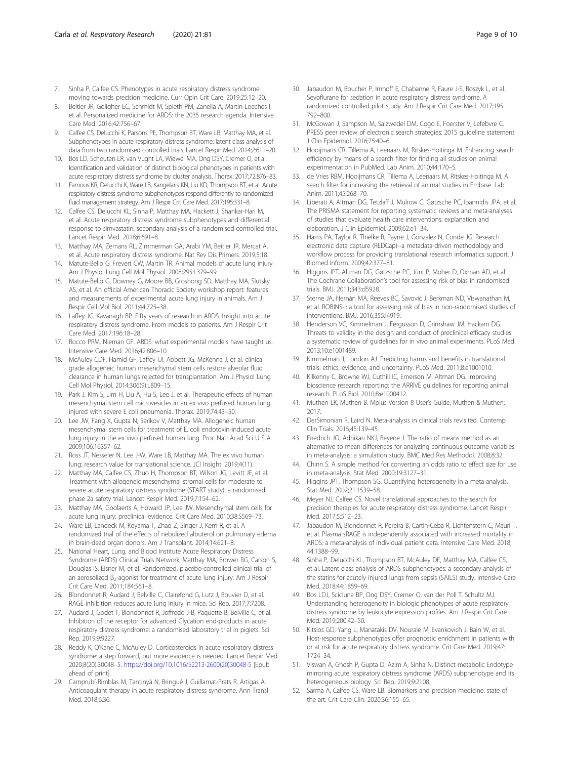7. Sinha P, Calfee CS. Phenotypes in acute respiratory distress syndrome: moving towards precision medicine. Curr Opin Crit Care. 2019;25:12–20.
8. Beitler JR, Goligher EC, Schmidt M, Spieth PM, Zanella A, Martin-Loeches I, et al. Personalized medicine for ARDS: the 2035 research agenda. Intensive Care Med. 2016;42:756–67.
9. Calfee CS, Delucchi K, Parsons PE, Thompson BT, Ware LB, Matthay MA, et al. Subphenotypes in acute respiratory distress syndrome: latent class analysis of data from two randomised controlled trials. Lancet Respir Med. 2014;2:611–20.
10. Bos LD, Schouten LR, van Vught LA, Wiewel MA, Ong DSY, Cremer O, et al. Identification and validation of distinct biological phenotypes in patients with acute respiratory distress syndrome by cluster analysis. Thorax. 2017;72:876–83.
11. Famous KR, Delucchi K, Ware LB, Kangelaris KN, Liu KD, Thompson BT, et al. Acute respiratory distress syndrome subphenotypes respond differently to randomized fluid management strategy. Am J Respir Crit Care Med. 2017;195:331–8.
12. Calfee CS, Delucchi KL, Sinha P, Matthay MA, Hackett J, Shankar-Hari M, et al. Acute respiratory distress syndrome subphenotypes and differential response to simvastatin: secondary analysis of a randomised controlled trial. Lancet Respir Med. 2018;6:691–8.
13. Matthay MA, Zemans RL, Zimmerman GA, Arabi YM, Beitler JR, Mercat A, et al. Acute respiratory distress syndrome. Nat Rev Dis Primers. 2019;5:18.
14. Matute-Bello G, Frevert CW, Martin TR. Animal models of acute lung injury. Am J Physiol Lung Cell Mol Physiol. 2008;295:L379–99.
15. Matute-Bello G, Downey G, Moore BB, Groshong SD, Matthay MA, Slutsky AS, et al. An official American Thoracic Society workshop report: features and measurements of experimental acute lung injury in animals. Am J Respir Cell Mol Biol. 2011;44:725–38.
16. Laffey JG, Kavanagh BP. Fifty years of research in ARDS. Insight into acute respiratory distress syndrome. From models to patients. Am J Respir Crit Care Med. 2017;196:18–28.
17. Rocco PRM, Nieman GF. ARDS: what experimental models have taught us. Intensive Care Med. 2016;42:806–10.
18. McAuley CDF, Hamid GF, Laffey UI, Abbott JG. McKenna J, et al. clinical grade allogeneic human mesenchymal stem cells restore alveolar fluid clearance in human lungs rejected for transplantation. Am J Physiol Lung Cell Mol Physiol. 2014;306(9):L809–15.
19. Park J, Kim S, Lim H, Liu A, Hu S, Lee J, et al. Therapeutic effects of human mesenchymal stem cell microvesicles in an ex vivo perfused human lung injured with severe E coli pneumonia. Thorax. 2019;74:43–50.
20. Lee JW, Fang X, Gupta N, Serikov V, Matthay MA. Allogeneic human mesenchymal stem cells for treatment of E. coli endotoxin-induced acute lung injury in the ex vivo perfused human lung. Proc Natl Acad Sci U S A. 2009;106:16357–62.
21. Ross JT, Nesseler N, Lee J-W, Ware LB, Matthay MA. The ex vivo human lung: research value for translational science. JCI Insight. 2019;4(11).
22. Matthay MA, Calfee CS, Zhuo H, Thompson BT, Wilson JG, Levitt JE, et al. Treatment with allogeneic mesenchymal stromal cells for moderate to severe acute respiratory distress syndrome (START study): a randomised phase 2a safety trial. Lancet Respir Med. 2019;7:154–62.
23. Matthay MA, Goolaerts A, Howard JP, Lee JW. Mesenchymal stem cells for acute lung injury: preclinical evidence. Crit Care Med. 2010;38:S569–73.
24. Ware LB, Landeck M, Koyama T, Zhao Z, Singer J, Kern R, et al. A randomized trial of the effects of nebulized albuterol on pulmonary edema in brain-dead organ donors. Am J Transplant. 2014;14:621–8.
25. National Heart, Lung, and Blood Institute Acute Respiratory Distress Syndrome (ARDS) Clinical Trials Network, Matthay MA, Brower RG, Carson S, Douglas IS, Eisner M, et al. Randomized, placebo-controlled clinical trial of an aerosolized $\beta_2$-agonist for treatment of acute lung injury. Am J Respir Crit Care Med. 2011;184:561–8.
26. Blondonnet R, Audard J, Belville C, Clairefond G, Lutz J, Bouvier D, et al. RAGE inhibition reduces acute lung injury in mice. Sci Rep. 2017;7:7208.
27. Audard J, Godet T, Blondonnet R, Joffredo J-B, Paquette B, Belville C, et al. Inhibition of the receptor for advanced Glycation end-products in acute respiratory distress syndrome: a randomised laboratory trial in piglets. Sci Rep. 2019;9:9227.
28. Reddy K, O'Kane C, McAuley D. Corticosteroids in acute respiratory distress syndrome: a step forward, but more evidence is needed. Lancet Respir Med. 2020;8(20):30048–5. https://doi.org/10.1016/S2213-2600(20)30048-5 [Epub ahead of print].
29. Camprubí-Rimblas M, Tantinyà N, Bringué J, Guillamat-Prats R, Artigas A. Anticoagulant therapy in acute respiratory distress syndrome. Ann Transl Med. 2018;6:36.
30. Jabaudon M, Boucher P, Imhoff E, Chabanne R, Faure J-S, Roszyk L, et al. Sevoflurane for sedation in acute respiratory distress syndrome. A randomized controlled pilot study. Am J Respir Crit Care Med. 2017;195:792–800.
31. McGowan J, Sampson M, Salzwedel DM, Cogo E, Foerster V, Lefebvre C. PRESS peer review of electronic search strategies: 2015 guideline statement. J Clin Epidemiol. 2016;75:40–6.
32. Hooijmans CR, Tillema A, Leenaars M, Ritskes-Hoitinga M. Enhancing search efficiency by means of a search filter for finding all studies on animal experimentation in PubMed. Lab Anim. 2010;44:170–5.
33. de Vries RBM, Hooijmans CR, Tillema A, Leenaars M, Ritskes-Hoitinga M. A search filter for increasing the retrieval of animal studies in Embase. Lab Anim. 2011;45:268–70.
34. Liberati A, Altman DG, Tetzlaff J, Mulrow C, Gøtzsche PC, Ioannidis JPA, et al. The PRISMA statement for reporting systematic reviews and meta-analyses of studies that evaluate health care interventions: explanation and elaboration. J Clin Epidemiol. 2009;62:e1–34.
35. Harris PA, Taylor R, Thielke R, Payne J, Gonzalez N, Conde JG. Research electronic data capture (REDCap)--a metadata-driven methodology and workflow process for providing translational research informatics support. J Biomed Inform. 2009;42:377–81.
36. Higgins JPT, Altman DG, Gøtzsche PC, Jüni P, Moher D, Oxman AD, et al. The Cochrane Collaboration's tool for assessing risk of bias in randomised trials. BMJ. 2011;343:d5928.
37. Sterne JA, Hernán MA, Reeves BC, Savović J, Berkman ND, Viswanathan M, et al. ROBINS-I: a tool for assessing risk of bias in non-randomised studies of interventions. BMJ. 2016;355:i4919.
38. Henderson VC, Kimmelman J, Fergusson D, Grimshaw JM, Hackam DG. Threats to validity in the design and conduct of preclinical efficacy studies: a systematic review of guidelines for in vivo animal experiments. PLoS Med. 2013;10:e1001489.
39. Kimmelman J, London AJ. Predicting harms and benefits in translational trials: ethics, evidence, and uncertainty. PLoS Med. 2011;8:e1001010.
40. Kilkenny C, Browne WJ, Cuthill IC, Emerson M, Altman DG. Improving bioscience research reporting: the ARRIVE guidelines for reporting animal research. PLoS Biol. 2010;8:e1000412.
41. Muthen LK, Muthen B. Mplus Version 8 User's Guide. Muthen & Muthen; 2017.
42. DerSimonian R, Laird N. Meta-analysis in clinical trials revisited. Contemp Clin Trials. 2015;45:139–45.
43. Friedrich JO, Adhikari NKJ, Beyene J. The ratio of means method as an alternative to mean differences for analyzing continuous outcome variables in meta-analysis: a simulation study. BMC Med Res Methodol. 2008;8:32.
44. Chinn S. A simple method for converting an odds ratio to effect size for use in meta-analysis. Stat Med. 2000;19:3127–31.
45. Higgins JPT, Thompson SG. Quantifying heterogeneity in a meta-analysis. Stat Med. 2002;21:1539–58.
46. Meyer NJ, Calfee CS. Novel translational approaches to the search for precision therapies for acute respiratory distress syndrome. Lancet Respir Med. 2017;5:512–23.
47. Jabaudon M, Blondonnet R, Pereira B, Cartin-Ceba R, Lichtenstern C, Mauri T, et al. Plasma sRAGE is independently associated with increased mortality in ARDS: a meta-analysis of individual patient data. Intensive Care Med. 2018;44:1388–99.
48. Sinha P, Delucchi KL, Thompson BT, McAuley DF, Matthay MA, Calfee CS, et al. Latent class analysis of ARDS subphenotypes: a secondary analysis of the statins for acutely injured lungs from sepsis (SAILS) study. Intensive Care Med. 2018;44:1859–69.
49. Bos LDJ, Scicluna BP, Ong DSY, Cremer O, van der Poll T, Schultz MJ. Understanding heterogeneity in biologic phenotypes of acute respiratory distress syndrome by leukocyte expression profiles. Am J Respir Crit Care Med. 2019;200:42–50.
50. Kitsios GD, Yang L, Manatakis DV, Nouraie M, Evankovich J, Bain W, et al. Host-response subphenotypes offer prognostic enrichment in patients with or at risk for acute respiratory distress syndrome. Crit Care Med. 2019;47:1724–34.
51. Viswan A, Ghosh P, Gupta D, Azim A, Sinha N. Distinct metabolic Endotype mirroring acute respiratory distress syndrome (ARDS) subphenotype and its heterogeneous biology. Sci Rep. 2019;9:2108.
52. Sarma A, Calfee CS, Ware LB. Biomarkers and precision medicine: state of the art. Crit Care Clin. 2020;36:155–65.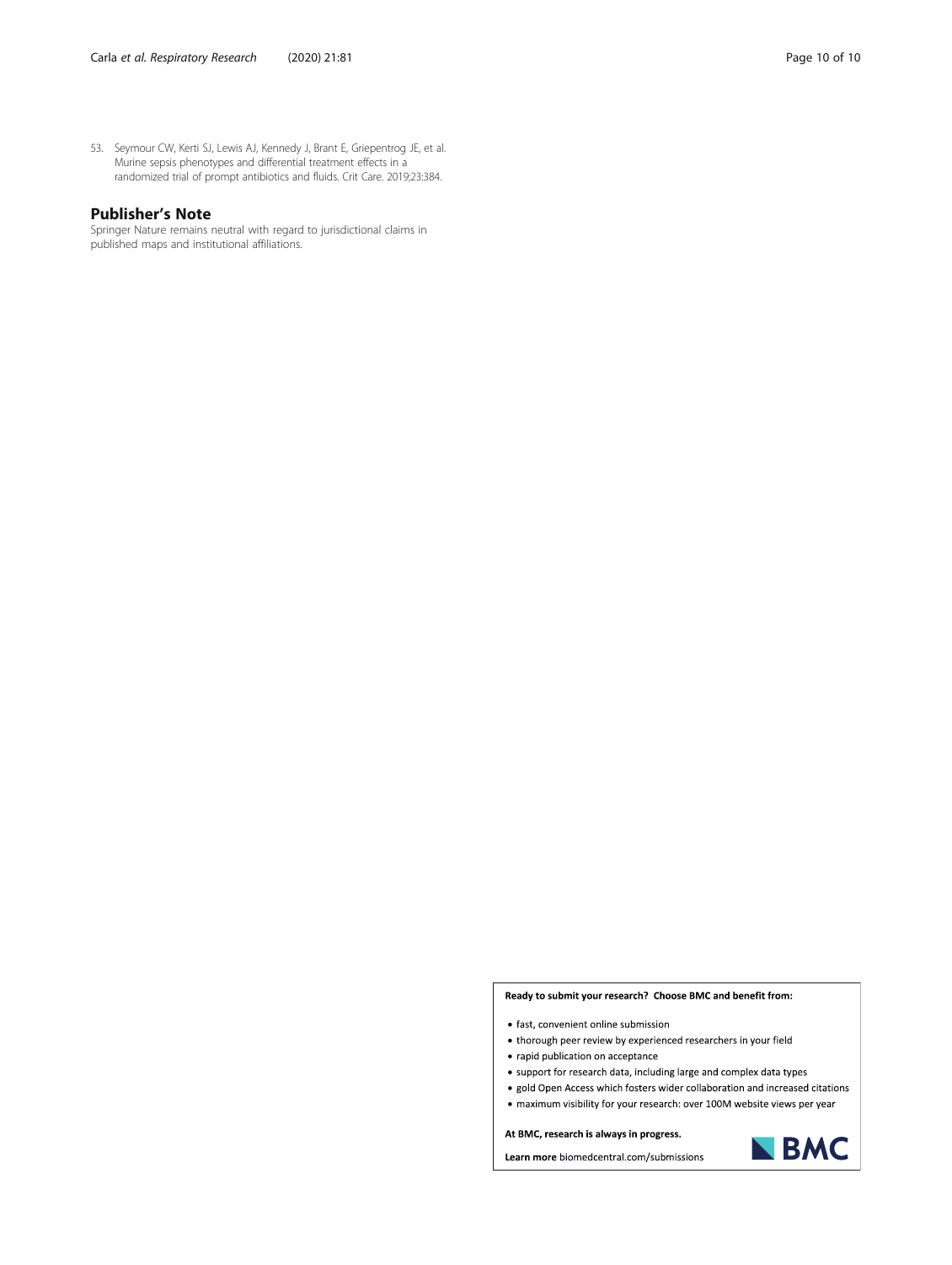53. Seymour CW, Kerti SJ, Lewis AJ, Kennedy J, Brant E, Griepentrog JE, et al. Murine sepsis phenotypes and differential treatment effects in a randomized trial of prompt antibiotics and fluids. Crit Care. 2019;23:384.

## Publisher's Note

Springer Nature remains neutral with regard to jurisdictional claims in published maps and institutional affiliations.

**Ready to submit your research? Choose BMC and benefit from:**

- fast, convenient online submission
- thorough peer review by experienced researchers in your field
- rapid publication on acceptance
- support for research data, including large and complex data types
- gold Open Access which fosters wider collaboration and increased citations
- maximum visibility for your research: over 100M website views per year

**At BMC, research is always in progress.**

**Learn more** biomedcentral.com/submissions

BMC